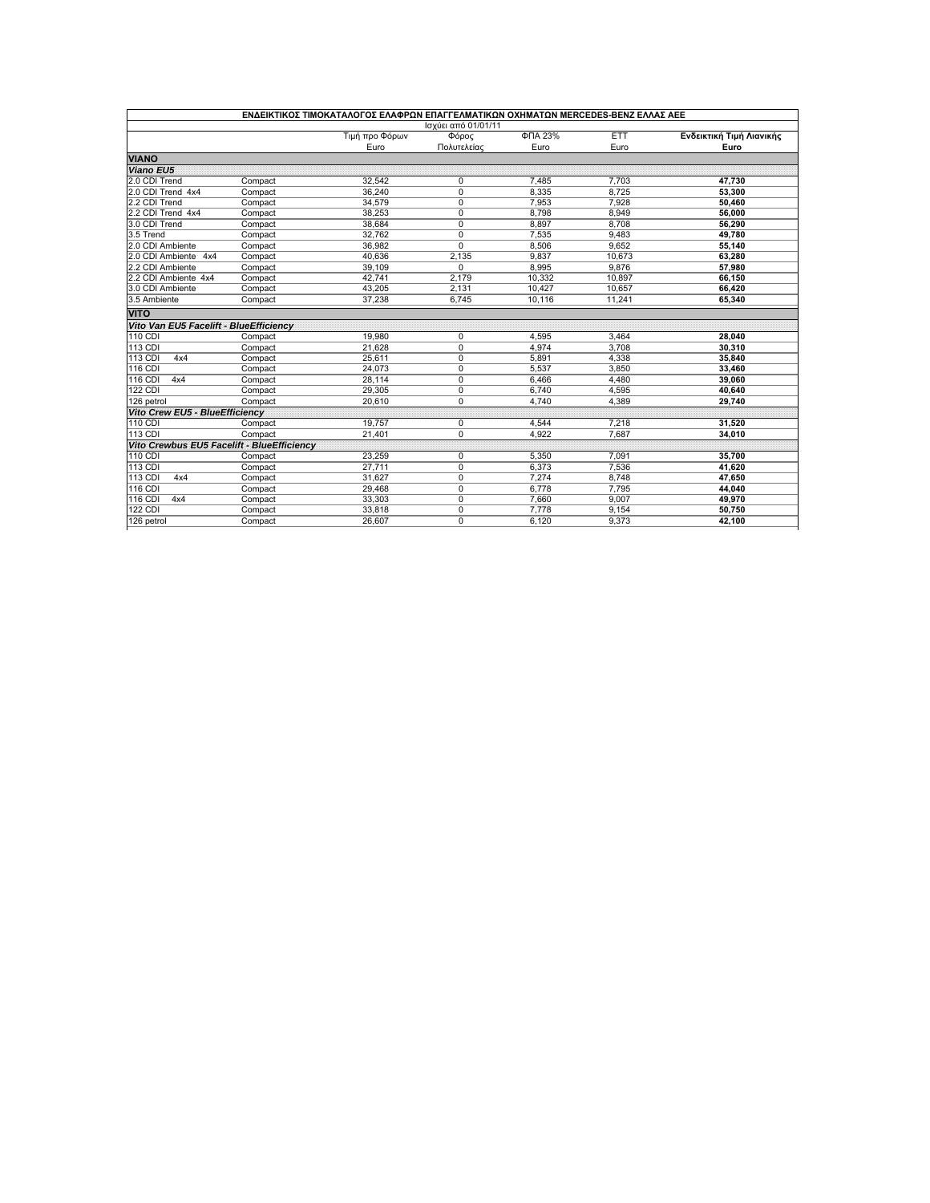| ΕΝΔΕΙΚΤΙΚΟΣ ΤΙΜΟΚΑΤΑΛΟΓΟΣ ΕΛΑΦΡΩΝ ΕΠΑΓΓΕΛΜΑΤΙΚΩΝ ΟΧΗΜΑΤΩΝ MERCEDES-BENZ ΕΛΛΑΣ ΑΕΕ | | | | | | |
|---|---|---|---|---|---|---|
| | | | Ισχύει από 01/01/11 | | | |
| | | Τιμή προ Φόρων Euro | Φόρος Πολυτελείας | ΦΠΑ 23% Euro | ΕΤΤ Euro | **Ενδεικτική Τιμή Λιανικής Euro** |
| **VIANO** | | | | | | |
| ***Viano EU5*** | | | | | | |
| 2.0 CDI Trend | Compact | 32,542 | 0 | 7,485 | 7,703 | **47,730** |
| 2.0 CDI Trend 4x4 | Compact | 36,240 | 0 | 8,335 | 8,725 | **53,300** |
| 2.2 CDI Trend | Compact | 34,579 | 0 | 7,953 | 7,928 | **50,460** |
| 2.2 CDI Trend 4x4 | Compact | 38,253 | 0 | 8,798 | 8,949 | **56,000** |
| 3.0 CDI Trend | Compact | 38,684 | 0 | 8,897 | 8,708 | **56,290** |
| 3.5 Trend | Compact | 32,762 | 0 | 7,535 | 9,483 | **49,780** |
| 2.0 CDI Ambiente | Compact | 36,982 | 0 | 8,506 | 9,652 | **55,140** |
| 2.0 CDI Ambiente 4x4 | Compact | 40,636 | 2,135 | 9,837 | 10,673 | **63,280** |
| 2.2 CDI Ambiente | Compact | 39,109 | 0 | 8,995 | 9,876 | **57,980** |
| 2.2 CDI Ambiente 4x4 | Compact | 42,741 | 2,179 | 10,332 | 10,897 | **66,150** |
| 3.0 CDI Ambiente | Compact | 43,205 | 2,131 | 10,427 | 10,657 | **66,420** |
| 3.5 Ambiente | Compact | 37,238 | 6,745 | 10,116 | 11,241 | **65,340** |
| **VITO** | | | | | | |
| ***Vito Van EU5 Facelift - BlueEfficiency*** | | | | | | |
| 110 CDI | Compact | 19,980 | 0 | 4,595 | 3,464 | **28,040** |
| 113 CDI | Compact | 21,628 | 0 | 4,974 | 3,708 | **30,310** |
| 113 CDI 4x4 | Compact | 25,611 | 0 | 5,891 | 4,338 | **35,840** |
| 116 CDI | Compact | 24,073 | 0 | 5,537 | 3,850 | **33,460** |
| 116 CDI 4x4 | Compact | 28,114 | 0 | 6,466 | 4,480 | **39,060** |
| 122 CDI | Compact | 29,305 | 0 | 6,740 | 4,595 | **40,640** |
| 126 petrol | Compact | 20,610 | 0 | 4,740 | 4,389 | **29,740** |
| ***Vito Crew EU5 - BlueEfficiency*** | | | | | | |
| 110 CDI | Compact | 19,757 | 0 | 4,544 | 7,218 | **31,520** |
| 113 CDI | Compact | 21,401 | 0 | 4,922 | 7,687 | **34,010** |
| ***Vito Crewbus EU5 Facelift - BlueEfficiency*** | | | | | | |
| 110 CDI | Compact | 23,259 | 0 | 5,350 | 7,091 | **35,700** |
| 113 CDI | Compact | 27,711 | 0 | 6,373 | 7,536 | **41,620** |
| 113 CDI 4x4 | Compact | 31,627 | 0 | 7,274 | 8,748 | **47,650** |
| 116 CDI | Compact | 29,468 | 0 | 6,778 | 7,795 | **44,040** |
| 116 CDI 4x4 | Compact | 33,303 | 0 | 7,660 | 9,007 | **49,970** |
| 122 CDI | Compact | 33,818 | 0 | 7,778 | 9,154 | **50,750** |
| 126 petrol | Compact | 26,607 | 0 | 6,120 | 9,373 | **42,100** |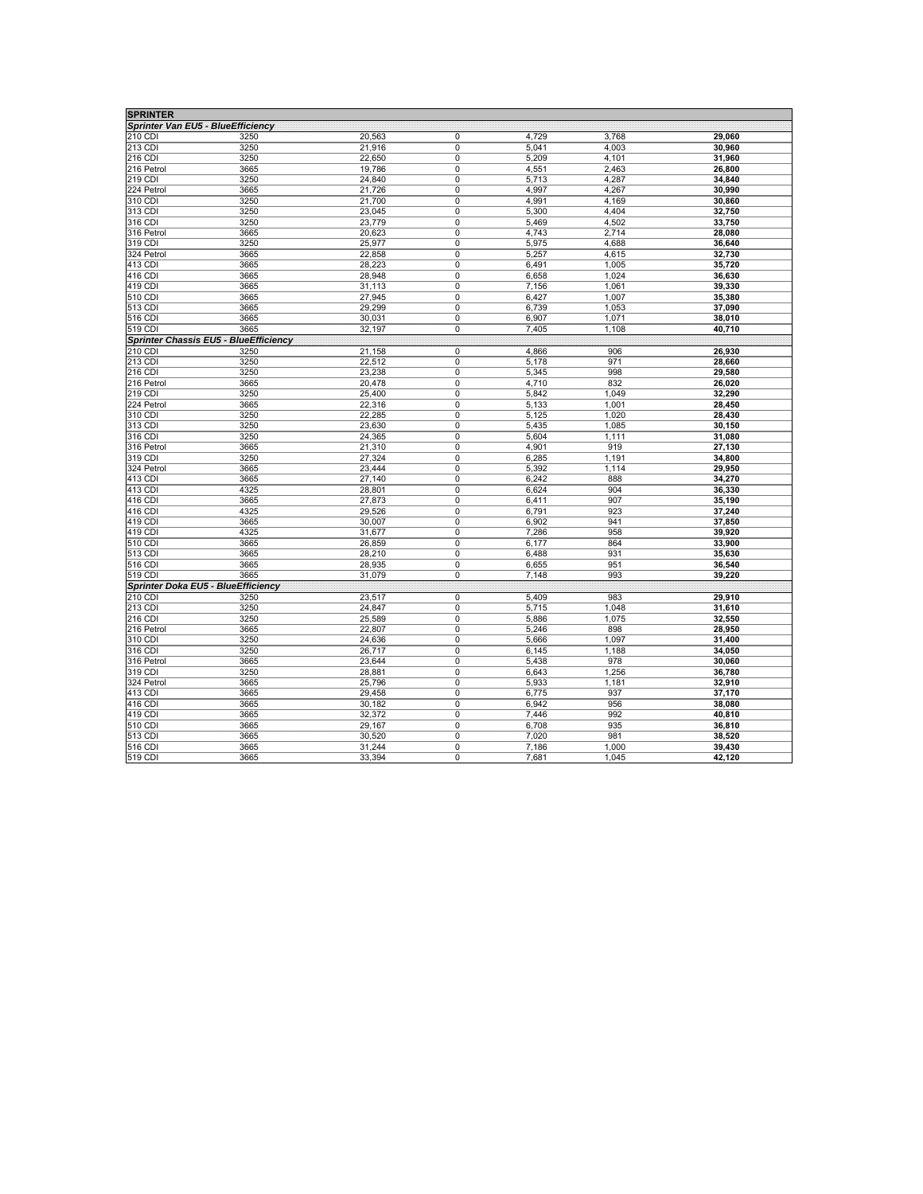| | | | | | | |
|---|---|---|---|---|---|---|
| **SPRINTER** | | | | | | |
| ***Sprinter Van EU5 - BlueEfficiency*** | | | | | | |
| 210 CDI | 3250 | 20,563 | 0 | 4,729 | 3,768 | **29,060** |
| 213 CDI | 3250 | 21,916 | 0 | 5,041 | 4,003 | **30,960** |
| 216 CDI | 3250 | 22,650 | 0 | 5,209 | 4,101 | **31,960** |
| 216 Petrol | 3665 | 19,786 | 0 | 4,551 | 2,463 | **26,800** |
| 219 CDI | 3250 | 24,840 | 0 | 5,713 | 4,287 | **34,840** |
| 224 Petrol | 3665 | 21,726 | 0 | 4,997 | 4,267 | **30,990** |
| 310 CDI | 3250 | 21,700 | 0 | 4,991 | 4,169 | **30,860** |
| 313 CDI | 3250 | 23,045 | 0 | 5,300 | 4,404 | **32,750** |
| 316 CDI | 3250 | 23,779 | 0 | 5,469 | 4,502 | **33,750** |
| 316 Petrol | 3665 | 20,623 | 0 | 4,743 | 2,714 | **28,080** |
| 319 CDI | 3250 | 25,977 | 0 | 5,975 | 4,688 | **36,640** |
| 324 Petrol | 3665 | 22,858 | 0 | 5,257 | 4,615 | **32,730** |
| 413 CDI | 3665 | 28,223 | 0 | 6,491 | 1,005 | **35,720** |
| 416 CDI | 3665 | 28,948 | 0 | 6,658 | 1,024 | **36,630** |
| 419 CDI | 3665 | 31,113 | 0 | 7,156 | 1,061 | **39,330** |
| 510 CDI | 3665 | 27,945 | 0 | 6,427 | 1,007 | **35,380** |
| 513 CDI | 3665 | 29,299 | 0 | 6,739 | 1,053 | **37,090** |
| 516 CDI | 3665 | 30,031 | 0 | 6,907 | 1,071 | **38,010** |
| 519 CDI | 3665 | 32,197 | 0 | 7,405 | 1,108 | **40,710** |
| ***Sprinter Chassis EU5 - BlueEfficiency*** | | | | | | |
| 210 CDI | 3250 | 21,158 | 0 | 4,866 | 906 | **26,930** |
| 213 CDI | 3250 | 22,512 | 0 | 5,178 | 971 | **28,660** |
| 216 CDI | 3250 | 23,238 | 0 | 5,345 | 998 | **29,580** |
| 216 Petrol | 3665 | 20,478 | 0 | 4,710 | 832 | **26,020** |
| 219 CDI | 3250 | 25,400 | 0 | 5,842 | 1,049 | **32,290** |
| 224 Petrol | 3665 | 22,316 | 0 | 5,133 | 1,001 | **28,450** |
| 310 CDI | 3250 | 22,285 | 0 | 5,125 | 1,020 | **28,430** |
| 313 CDI | 3250 | 23,630 | 0 | 5,435 | 1,085 | **30,150** |
| 316 CDI | 3250 | 24,365 | 0 | 5,604 | 1,111 | **31,080** |
| 316 Petrol | 3665 | 21,310 | 0 | 4,901 | 919 | **27,130** |
| 319 CDI | 3250 | 27,324 | 0 | 6,285 | 1,191 | **34,800** |
| 324 Petrol | 3665 | 23,444 | 0 | 5,392 | 1,114 | **29,950** |
| 413 CDI | 3665 | 27,140 | 0 | 6,242 | 888 | **34,270** |
| 413 CDI | 4325 | 28,801 | 0 | 6,624 | 904 | **36,330** |
| 416 CDI | 3665 | 27,873 | 0 | 6,411 | 907 | **35,190** |
| 416 CDI | 4325 | 29,526 | 0 | 6,791 | 923 | **37,240** |
| 419 CDI | 3665 | 30,007 | 0 | 6,902 | 941 | **37,850** |
| 419 CDI | 4325 | 31,677 | 0 | 7,286 | 958 | **39,920** |
| 510 CDI | 3665 | 26,859 | 0 | 6,177 | 864 | **33,900** |
| 513 CDI | 3665 | 28,210 | 0 | 6,488 | 931 | **35,630** |
| 516 CDI | 3665 | 28,935 | 0 | 6,655 | 951 | **36,540** |
| 519 CDI | 3665 | 31,079 | 0 | 7,148 | 993 | **39,220** |
| ***Sprinter Doka EU5 - BlueEfficiency*** | | | | | | |
| 210 CDI | 3250 | 23,517 | 0 | 5,409 | 983 | **29,910** |
| 213 CDI | 3250 | 24,847 | 0 | 5,715 | 1,048 | **31,610** |
| 216 CDI | 3250 | 25,589 | 0 | 5,886 | 1,075 | **32,550** |
| 216 Petrol | 3665 | 22,807 | 0 | 5,246 | 898 | **28,950** |
| 310 CDI | 3250 | 24,636 | 0 | 5,666 | 1,097 | **31,400** |
| 316 CDI | 3250 | 26,717 | 0 | 6,145 | 1,188 | **34,050** |
| 316 Petrol | 3665 | 23,644 | 0 | 5,438 | 978 | **30,060** |
| 319 CDI | 3250 | 28,881 | 0 | 6,643 | 1,256 | **36,780** |
| 324 Petrol | 3665 | 25,796 | 0 | 5,933 | 1,181 | **32,910** |
| 413 CDI | 3665 | 29,458 | 0 | 6,775 | 937 | **37,170** |
| 416 CDI | 3665 | 30,182 | 0 | 6,942 | 956 | **38,080** |
| 419 CDI | 3665 | 32,372 | 0 | 7,446 | 992 | **40,810** |
| 510 CDI | 3665 | 29,167 | 0 | 6,708 | 935 | **36,810** |
| 513 CDI | 3665 | 30,520 | 0 | 7,020 | 981 | **38,520** |
| 516 CDI | 3665 | 31,244 | 0 | 7,186 | 1,000 | **39,430** |
| 519 CDI | 3665 | 33,394 | 0 | 7,681 | 1,045 | **42,120** |